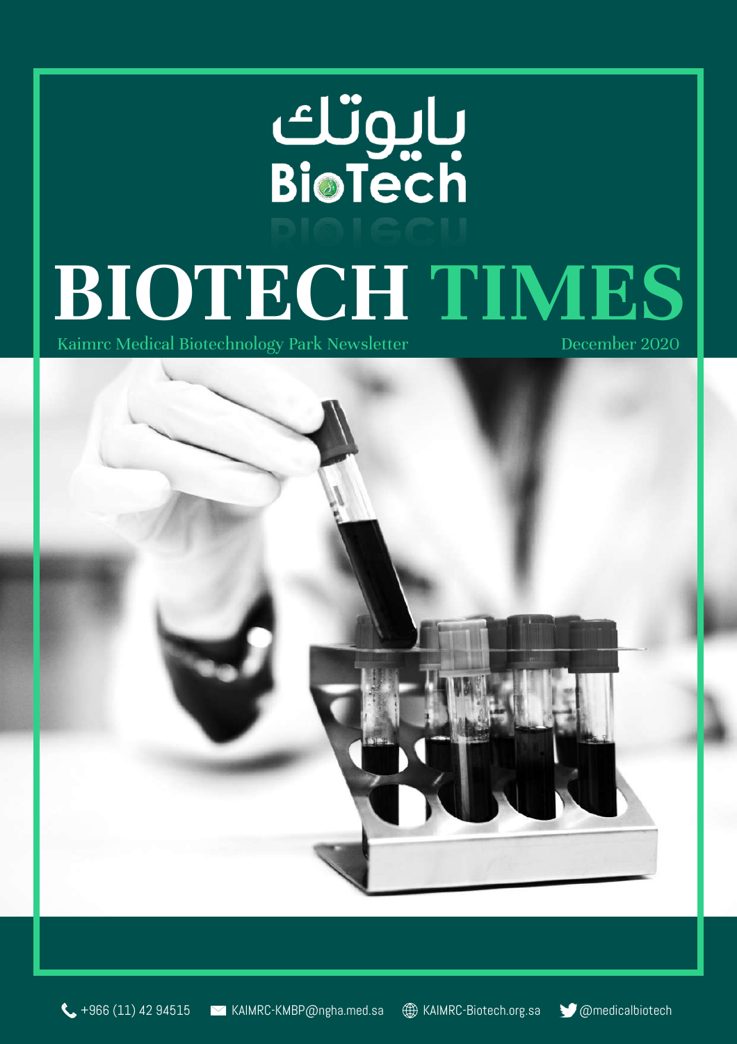بايوتك
BioTech

# BIOTECH TIMES

Kaimrc Medical Biotechnology Park Newsletter

December 2020

+966 (11) 42 94515 KAIMRC-KMBP@ngha.med.sa KAIMRC-Biotech.org.sa @medicalbiotech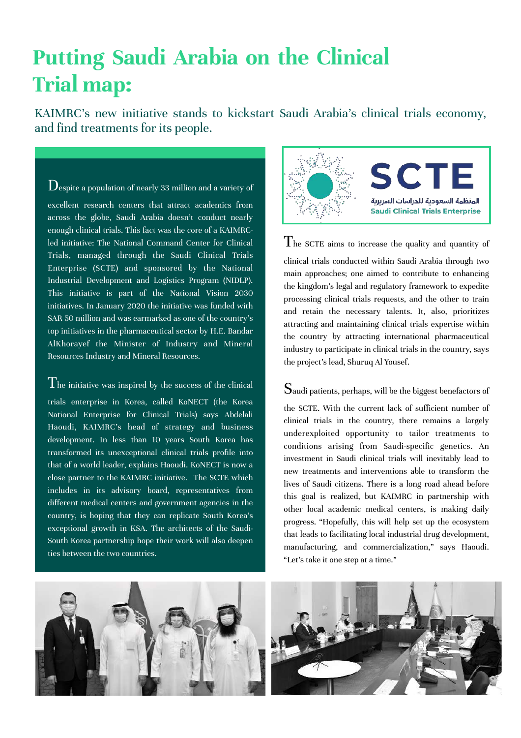# Putting Saudi Arabia on the Clinical Trial map:

KAIMRC's new initiative stands to kickstart Saudi Arabia's clinical trials economy, and find treatments for its people.

Despite a population of nearly 33 million and a variety of excellent research centers that attract academics from across the globe, Saudi Arabia doesn't conduct nearly enough clinical trials. This fact was the core of a KAIMRC-led initiative: The National Command Center for Clinical Trials, managed through the Saudi Clinical Trials Enterprise (SCTE) and sponsored by the National Industrial Development and Logistics Program (NIDLP). This initiative is part of the National Vision 2030 initiatives. In January 2020 the initiative was funded with SAR 50 million and was earmarked as one of the country's top initiatives in the pharmaceutical sector by H.E. Bandar AlKhorayef the Minister of Industry and Mineral Resources Industry and Mineral Resources.

The initiative was inspired by the success of the clinical trials enterprise in Korea, called KoNECT (the Korea National Enterprise for Clinical Trials) says Abdelali Haoudi, KAIMRC's head of strategy and business development. In less than 10 years South Korea has transformed its unexceptional clinical trials profile into that of a world leader, explains Haoudi. KoNECT is now a close partner to the KAIMRC initiative. The SCTE which includes in its advisory board, representatives from different medical centers and government agencies in the country, is hoping that they can replicate South Korea's exceptional growth in KSA. The architects of the Saudi-South Korea partnership hope their work will also deepen ties between the two countries.

SCTE

المنظمة السعودية للدراسات السريرية

Saudi Clinical Trials Enterprise

The SCTE aims to increase the quality and quantity of clinical trials conducted within Saudi Arabia through two main approaches; one aimed to contribute to enhancing the kingdom's legal and regulatory framework to expedite processing clinical trials requests, and the other to train and retain the necessary talents. It, also, prioritizes attracting and maintaining clinical trials expertise within the country by attracting international pharmaceutical industry to participate in clinical trials in the country, says the project's lead, Shuruq Al Yousef.

Saudi patients, perhaps, will be the biggest benefactors of the SCTE. With the current lack of sufficient number of clinical trials in the country, there remains a largely underexploited opportunity to tailor treatments to conditions arising from Saudi-specific genetics. An investment in Saudi clinical trials will inevitably lead to new treatments and interventions able to transform the lives of Saudi citizens. There is a long road ahead before this goal is realized, but KAIMRC in partnership with other local academic medical centers, is making daily progress. "Hopefully, this will help set up the ecosystem that leads to facilitating local industrial drug development, manufacturing, and commercialization," says Haoudi. "Let's take it one step at a time."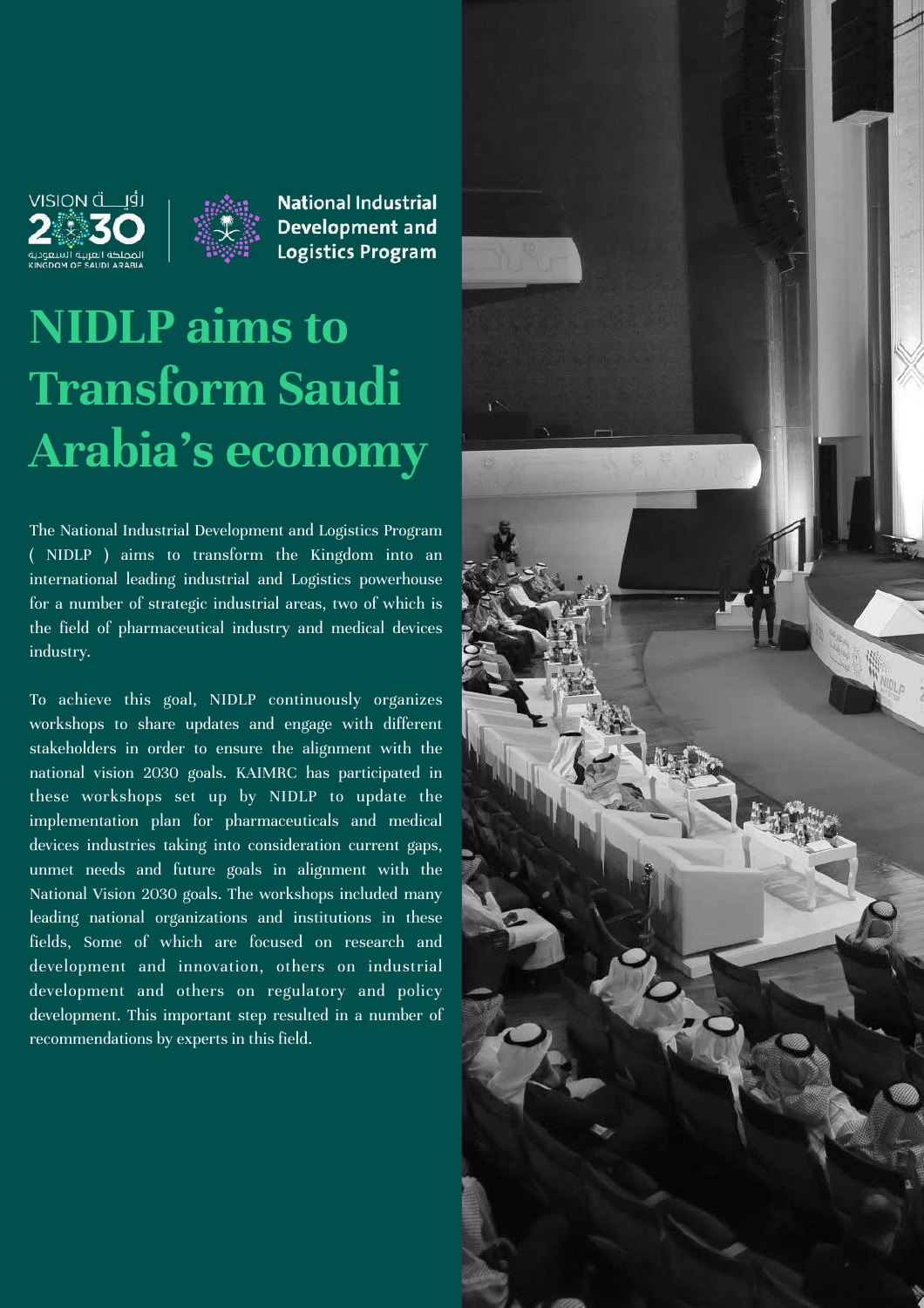VISION 2030 رؤية المملكة العربية السعودية KINGDOM OF SAUDI ARABIA

National Industrial Development and Logistics Program

# NIDLP aims to Transform Saudi Arabia's economy

The National Industrial Development and Logistics Program ( NIDLP ) aims to transform the Kingdom into an international leading industrial and Logistics powerhouse for a number of strategic industrial areas, two of which is the field of pharmaceutical industry and medical devices industry.

To achieve this goal, NIDLP continuously organizes workshops to share updates and engage with different stakeholders in order to ensure the alignment with the national vision 2030 goals. KAIMRC has participated in these workshops set up by NIDLP to update the implementation plan for pharmaceuticals and medical devices industries taking into consideration current gaps, unmet needs and future goals in alignment with the National Vision 2030 goals. The workshops included many leading national organizations and institutions in these fields, Some of which are focused on research and development and innovation, others on industrial development and others on regulatory and policy development. This important step resulted in a number of recommendations by experts in this field.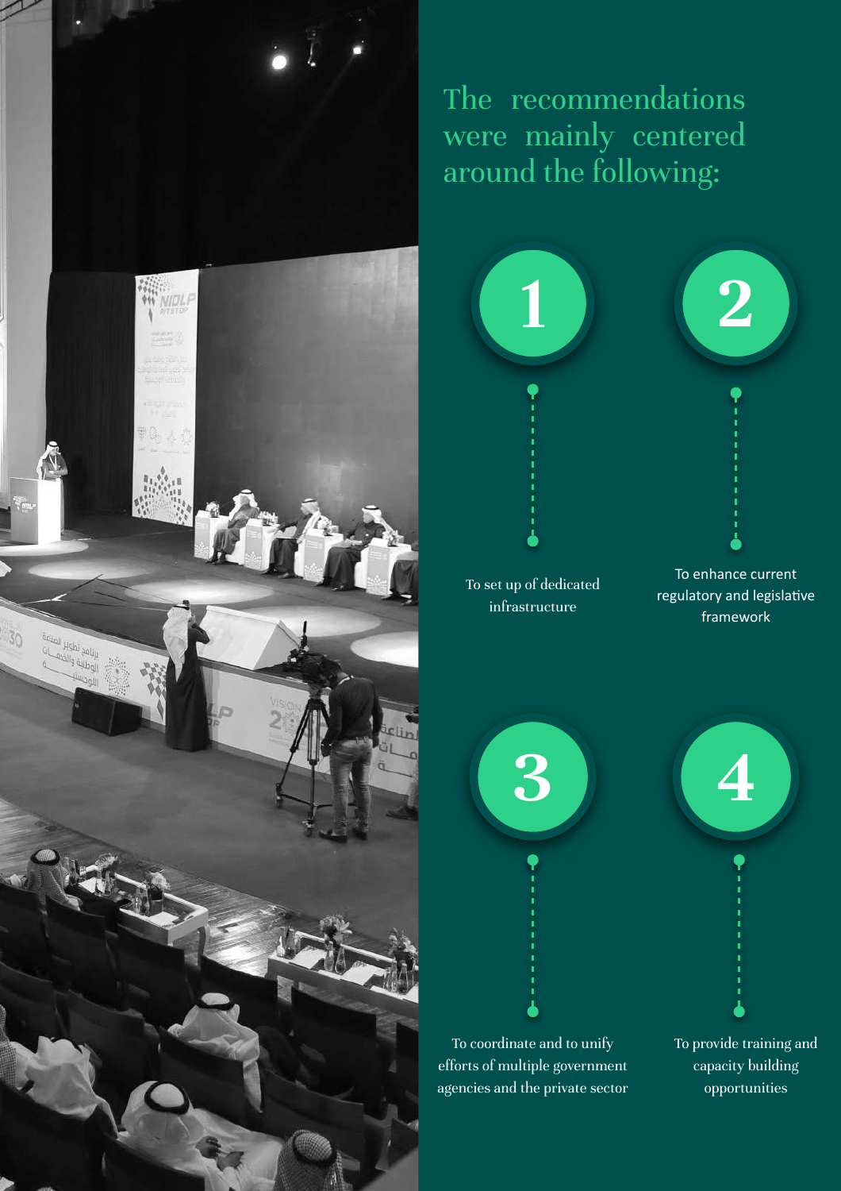## The recommendations were mainly centered around the following:

1. To set up of dedicated infrastructure
2. To enhance current regulatory and legislative framework
3. To coordinate and to unify efforts of multiple government agencies and the private sector
4. To provide training and capacity building opportunities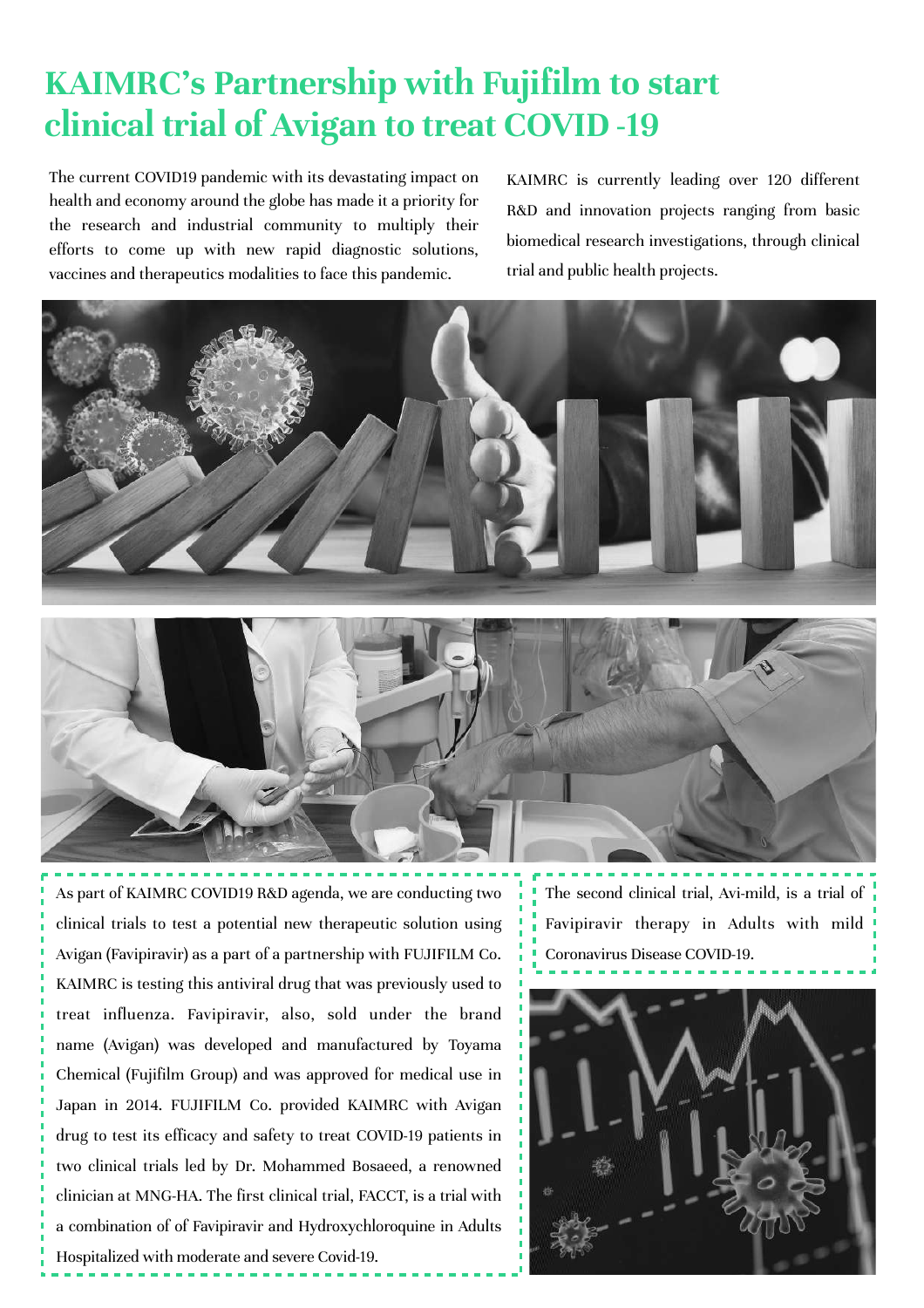# KAIMRC's Partnership with Fujifilm to start clinical trial of Avigan to treat COVID -19

The current COVID19 pandemic with its devastating impact on health and economy around the globe has made it a priority for the research and industrial community to multiply their efforts to come up with new rapid diagnostic solutions, vaccines and therapeutics modalities to face this pandemic.

KAIMRC is currently leading over 120 different R&D and innovation projects ranging from basic biomedical research investigations, through clinical trial and public health projects.

As part of KAIMRC COVID19 R&D agenda, we are conducting two clinical trials to test a potential new therapeutic solution using Avigan (Favipiravir) as a part of a partnership with FUJIFILM Co. KAIMRC is testing this antiviral drug that was previously used to treat influenza. Favipiravir, also, sold under the brand name (Avigan) was developed and manufactured by Toyama Chemical (Fujifilm Group) and was approved for medical use in Japan in 2014. FUJIFILM Co. provided KAIMRC with Avigan drug to test its efficacy and safety to treat COVID-19 patients in two clinical trials led by Dr. Mohammed Bosaeed, a renowned clinician at MNG-HA. The first clinical trial, FACCT, is a trial with a combination of of Favipiravir and Hydroxychloroquine in Adults Hospitalized with moderate and severe Covid-19.

The second clinical trial, Avi-mild, is a trial of Favipiravir therapy in Adults with mild Coronavirus Disease COVID-19.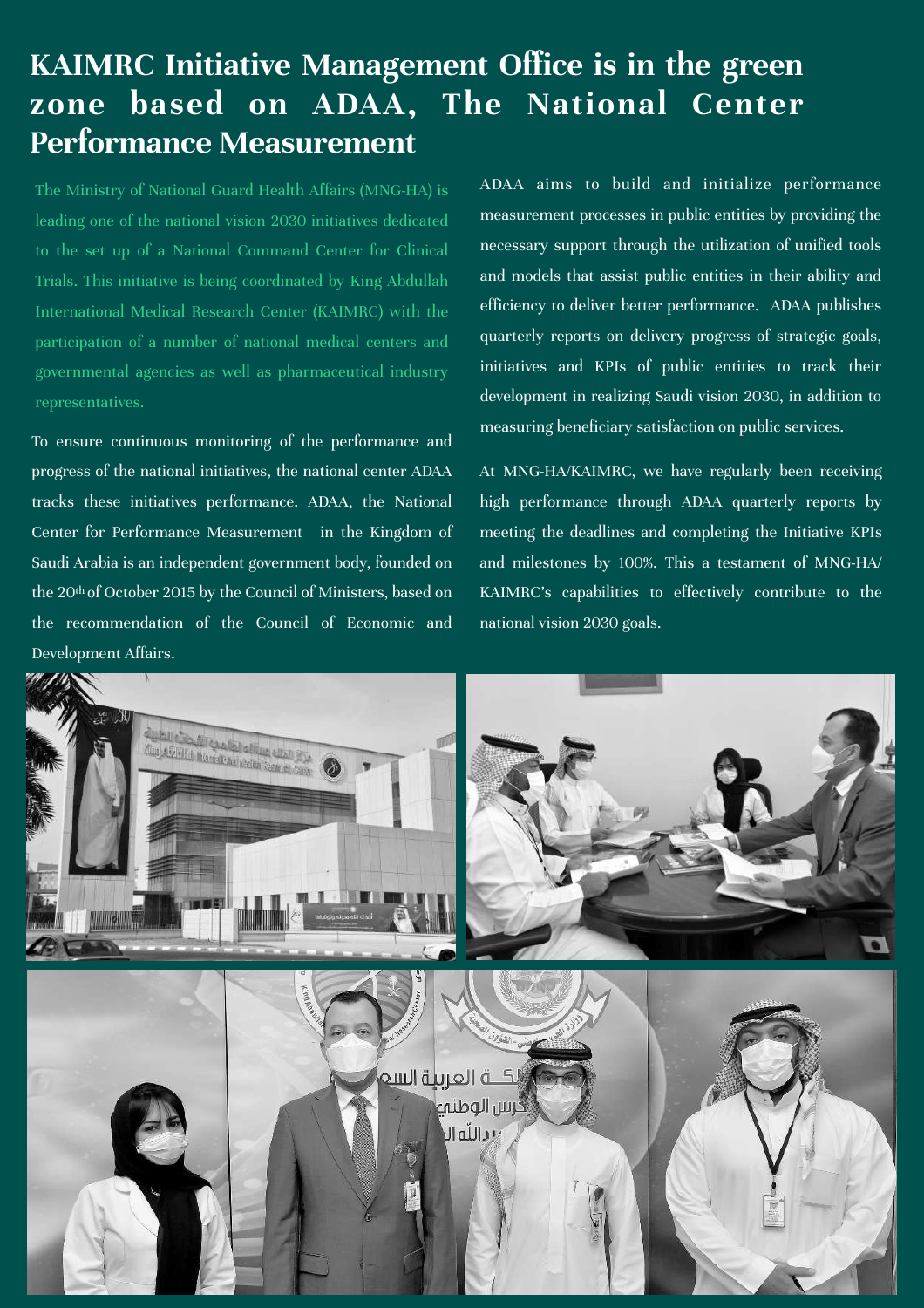# KAIMRC Initiative Management Office is in the green zone based on ADAA, The National Center Performance Measurement

The Ministry of National Guard Health Affairs (MNG-HA) is leading one of the national vision 2030 initiatives dedicated to the set up of a National Command Center for Clinical Trials. This initiative is being coordinated by King Abdullah International Medical Research Center (KAIMRC) with the participation of a number of national medical centers and governmental agencies as well as pharmaceutical industry representatives.

To ensure continuous monitoring of the performance and progress of the national initiatives, the national center ADAA tracks these initiatives performance. ADAA, the National Center for Performance Measurement in the Kingdom of Saudi Arabia is an independent government body, founded on the 20th of October 2015 by the Council of Ministers, based on the recommendation of the Council of Economic and Development Affairs.

ADAA aims to build and initialize performance measurement processes in public entities by providing the necessary support through the utilization of unified tools and models that assist public entities in their ability and efficiency to deliver better performance. ADAA publishes quarterly reports on delivery progress of strategic goals, initiatives and KPIs of public entities to track their development in realizing Saudi vision 2030, in addition to measuring beneficiary satisfaction on public services.

At MNG-HA/KAIMRC, we have regularly been receiving high performance through ADAA quarterly reports by meeting the deadlines and completing the Initiative KPIs and milestones by 100%. This a testament of MNG-HA/KAIMRC's capabilities to effectively contribute to the national vision 2030 goals.